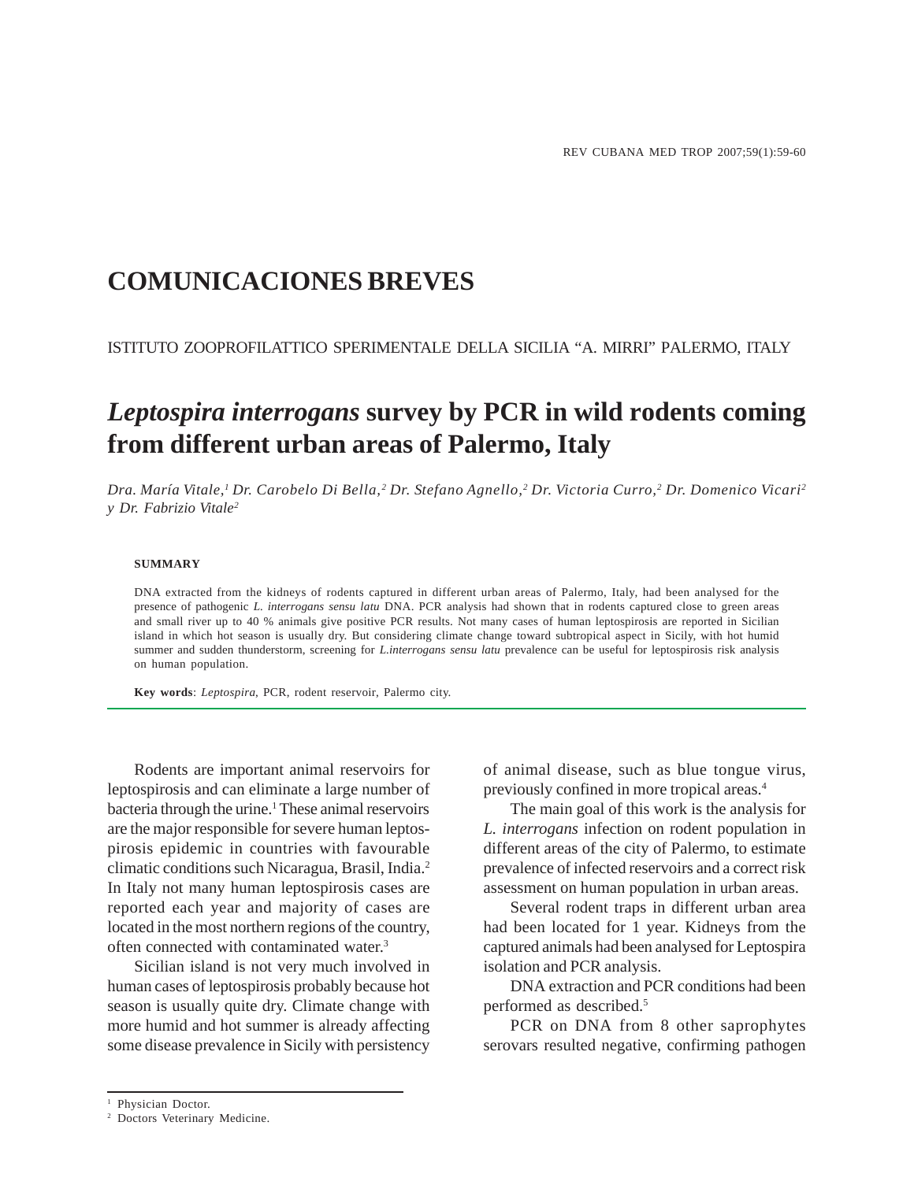# COMUNICACIONES BREVES

ISTITUTO ZOOPROFILATTICO SPERIMENTALE DELLA SICILIA "A. MIRRI" PALERMO, ITALY

## *Leptospira interrogans* survey by PCR in wild rodents coming from different urban areas of Palermo, Italy

*Dra. María Vitale,[1] Dr. Carobelo Di Bella,[2] Dr. Stefano Agnello,[2] Dr. Victoria Curro,[2] Dr. Domenico Vicari[2] y Dr. Fabrizio Vitale[2]*

**SUMMARY**

DNA extracted from the kidneys of rodents captured in different urban areas of Palermo, Italy, had been analysed for the presence of pathogenic *L. interrogans sensu latu* DNA. PCR analysis had shown that in rodents captured close to green areas and small river up to 40 % animals give positive PCR results. Not many cases of human leptospirosis are reported in Sicilian island in which hot season is usually dry. But considering climate change toward subtropical aspect in Sicily, with hot humid summer and sudden thunderstorm, screening for *L.interrogans sensu latu* prevalence can be useful for leptospirosis risk analysis on human population.

**Key words**: *Leptospira*, PCR, rodent reservoir, Palermo city.

Rodents are important animal reservoirs for leptospirosis and can eliminate a large number of bacteria through the urine.[1] These animal reservoirs are the major responsible for severe human leptospirosis epidemic in countries with favourable climatic conditions such Nicaragua, Brasil, India.[2] In Italy not many human leptospirosis cases are reported each year and majority of cases are located in the most northern regions of the country, often connected with contaminated water.[3]

Sicilian island is not very much involved in human cases of leptospirosis probably because hot season is usually quite dry. Climate change with more humid and hot summer is already affecting some disease prevalence in Sicily with persistency of animal disease, such as blue tongue virus, previously confined in more tropical areas.[4]

The main goal of this work is the analysis for *L. interrogans* infection on rodent population in different areas of the city of Palermo, to estimate prevalence of infected reservoirs and a correct risk assessment on human population in urban areas.

Several rodent traps in different urban area had been located for 1 year. Kidneys from the captured animals had been analysed for Leptospira isolation and PCR analysis.

DNA extraction and PCR conditions had been performed as described.[5]

PCR on DNA from 8 other saprophytes serovars resulted negative, confirming pathogen

---

[1] Physician Doctor.
[2] Doctors Veterinary Medicine.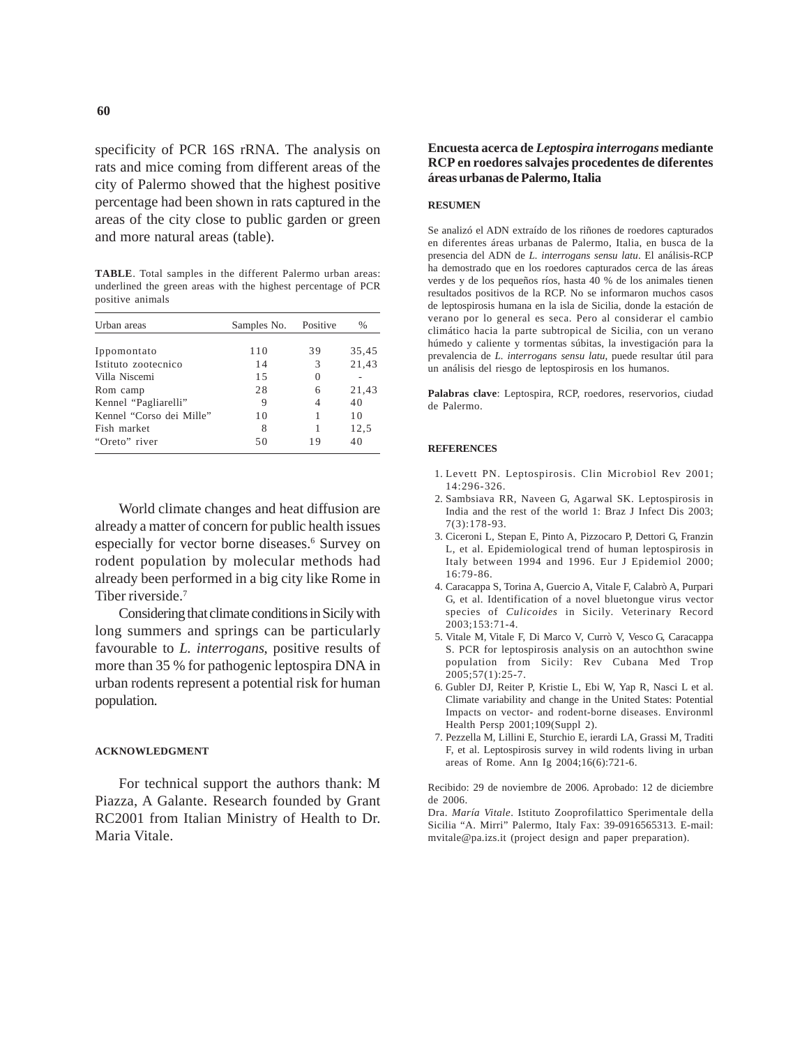specificity of PCR 16S rRNA. The analysis on rats and mice coming from different areas of the city of Palermo showed that the highest positive percentage had been shown in rats captured in the areas of the city close to public garden or green and more natural areas (table).

**TABLE**. Total samples in the different Palermo urban areas: underlined the green areas with the highest percentage of PCR positive animals

| Urban areas | Samples No. | Positive | % |
|---|---|---|---|
| Ippomontato | 110 | 39 | 35,45 |
| Istituto zootecnico | 14 | 3 | 21,43 |
| Villa Niscemi | 15 | 0 | - |
| Rom camp | 28 | 6 | 21,43 |
| Kennel "Pagliarelli" | 9 | 4 | 40 |
| Kennel "Corso dei Mille" | 10 | 1 | 10 |
| Fish market | 8 | 1 | 12,5 |
| "Oreto" river | 50 | 19 | 40 |

World climate changes and heat diffusion are already a matter of concern for public health issues especially for vector borne diseases.[6] Survey on rodent population by molecular methods had already been performed in a big city like Rome in Tiber riverside.[7]

Considering that climate conditions in Sicily with long summers and springs can be particularly favourable to *L. interrogans*, positive results of more than 35 % for pathogenic leptospira DNA in urban rodents represent a potential risk for human population.

## ACKNOWLEDGMENT

For technical support the authors thank: M Piazza, A Galante. Research founded by Grant RC2001 from Italian Ministry of Health to Dr. Maria Vitale.

## Encuesta acerca de *Leptospira interrogans* mediante RCP en roedores salvajes procedentes de diferentes áreas urbanas de Palermo, Italia

### RESUMEN

Se analizó el ADN extraído de los riñones de roedores capturados en diferentes áreas urbanas de Palermo, Italia, en busca de la presencia del ADN de *L. interrogans sensu latu*. El análisis-RCP ha demostrado que en los roedores capturados cerca de las áreas verdes y de los pequeños ríos, hasta 40 % de los animales tienen resultados positivos de la RCP. No se informaron muchos casos de leptospirosis humana en la isla de Sicilia, donde la estación de verano por lo general es seca. Pero al considerar el cambio climático hacia la parte subtropical de Sicilia, con un verano húmedo y caliente y tormentas súbitas, la investigación para la prevalencia de *L. interrogans sensu latu*, puede resultar útil para un análisis del riesgo de leptospirosis en los humanos.

**Palabras clave**: Leptospira, RCP, roedores, reservorios, ciudad de Palermo.

## REFERENCES

1. Levett PN. Leptospirosis. Clin Microbiol Rev 2001; 14:296-326.
2. Sambsiava RR, Naveen G, Agarwal SK. Leptospirosis in India and the rest of the world 1: Braz J Infect Dis 2003; 7(3):178-93.
3. Ciceroni L, Stepan E, Pinto A, Pizzocaro P, Dettori G, Franzin L, et al. Epidemiological trend of human leptospirosis in Italy between 1994 and 1996. Eur J Epidemiol 2000; 16:79-86.
4. Caracappa S, Torina A, Guercio A, Vitale F, Calabrò A, Purpari G, et al. Identification of a novel bluetongue virus vector species of *Culicoides* in Sicily. Veterinary Record 2003;153:71-4.
5. Vitale M, Vitale F, Di Marco V, Currò V, Vesco G, Caracappa S. PCR for leptospirosis analysis on an autochthon swine population from Sicily: Rev Cubana Med Trop 2005;57(1):25-7.
6. Gubler DJ, Reiter P, Kristie L, Ebi W, Yap R, Nasci L et al. Climate variability and change in the United States: Potential Impacts on vector- and rodent-borne diseases. Environml Health Persp 2001;109(Suppl 2).
7. Pezzella M, Lillini E, Sturchio E, ierardi LA, Grassi M, Traditi F, et al. Leptospirosis survey in wild rodents living in urban areas of Rome. Ann Ig 2004;16(6):721-6.

Recibido: 29 de noviembre de 2006. Aprobado: 12 de diciembre de 2006.

Dra. *María Vitale*. Istituto Zooprofilattico Sperimentale della Sicilia "A. Mirri" Palermo, Italy Fax: 39-0916565313. E-mail: mvitale@pa.izs.it (project design and paper preparation).